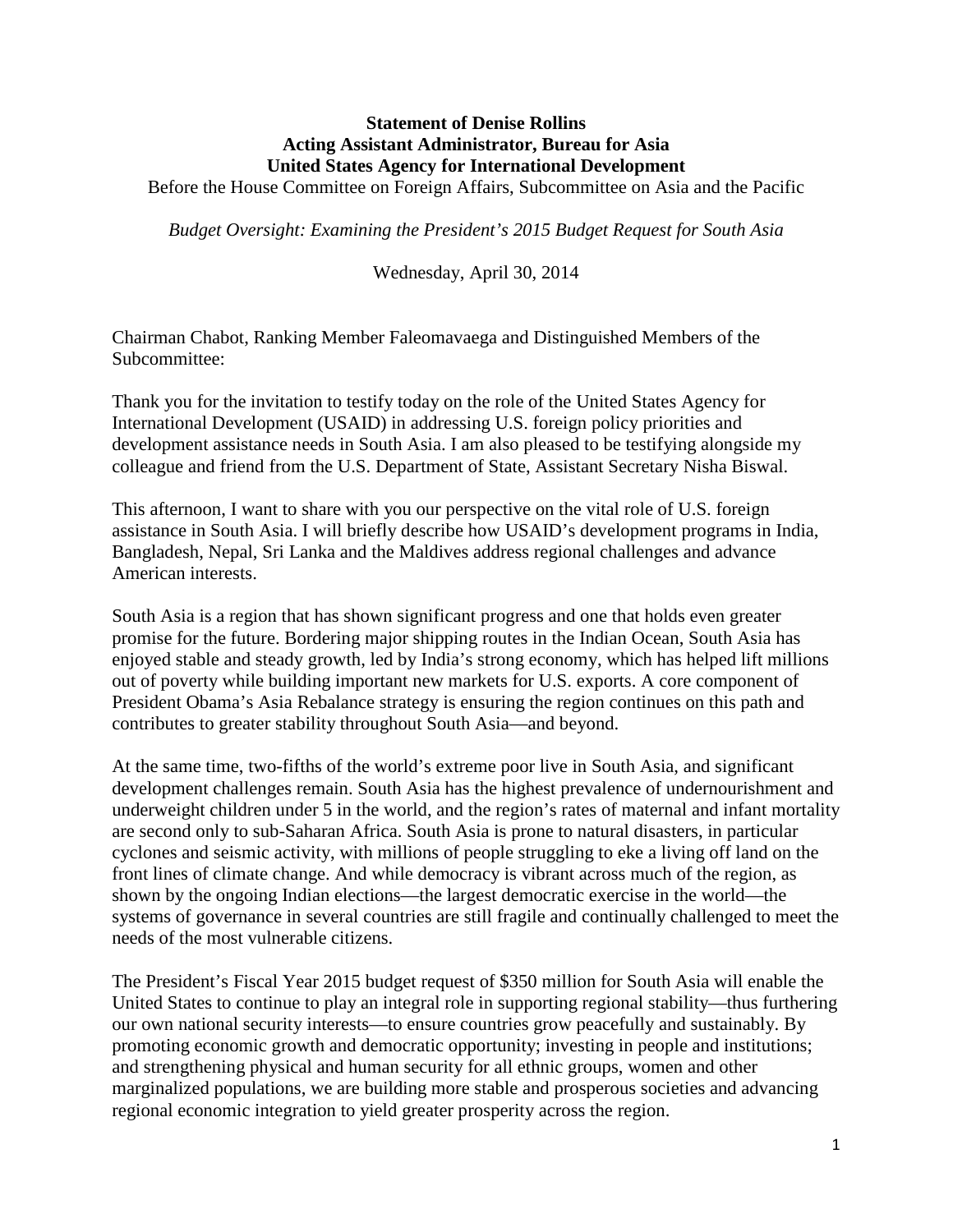**Statement of Denise Rollins**
**Acting Assistant Administrator, Bureau for Asia**
**United States Agency for International Development**

Before the House Committee on Foreign Affairs, Subcommittee on Asia and the Pacific

*Budget Oversight: Examining the President's 2015 Budget Request for South Asia*

Wednesday, April 30, 2014

Chairman Chabot, Ranking Member Faleomavaega and Distinguished Members of the Subcommittee:

Thank you for the invitation to testify today on the role of the United States Agency for International Development (USAID) in addressing U.S. foreign policy priorities and development assistance needs in South Asia. I am also pleased to be testifying alongside my colleague and friend from the U.S. Department of State, Assistant Secretary Nisha Biswal.

This afternoon, I want to share with you our perspective on the vital role of U.S. foreign assistance in South Asia. I will briefly describe how USAID's development programs in India, Bangladesh, Nepal, Sri Lanka and the Maldives address regional challenges and advance American interests.

South Asia is a region that has shown significant progress and one that holds even greater promise for the future. Bordering major shipping routes in the Indian Ocean, South Asia has enjoyed stable and steady growth, led by India's strong economy, which has helped lift millions out of poverty while building important new markets for U.S. exports. A core component of President Obama's Asia Rebalance strategy is ensuring the region continues on this path and contributes to greater stability throughout South Asia—and beyond.

At the same time, two-fifths of the world's extreme poor live in South Asia, and significant development challenges remain. South Asia has the highest prevalence of undernourishment and underweight children under 5 in the world, and the region's rates of maternal and infant mortality are second only to sub-Saharan Africa. South Asia is prone to natural disasters, in particular cyclones and seismic activity, with millions of people struggling to eke a living off land on the front lines of climate change. And while democracy is vibrant across much of the region, as shown by the ongoing Indian elections—the largest democratic exercise in the world—the systems of governance in several countries are still fragile and continually challenged to meet the needs of the most vulnerable citizens.

The President's Fiscal Year 2015 budget request of $350 million for South Asia will enable the United States to continue to play an integral role in supporting regional stability—thus furthering our own national security interests—to ensure countries grow peacefully and sustainably. By promoting economic growth and democratic opportunity; investing in people and institutions; and strengthening physical and human security for all ethnic groups, women and other marginalized populations, we are building more stable and prosperous societies and advancing regional economic integration to yield greater prosperity across the region.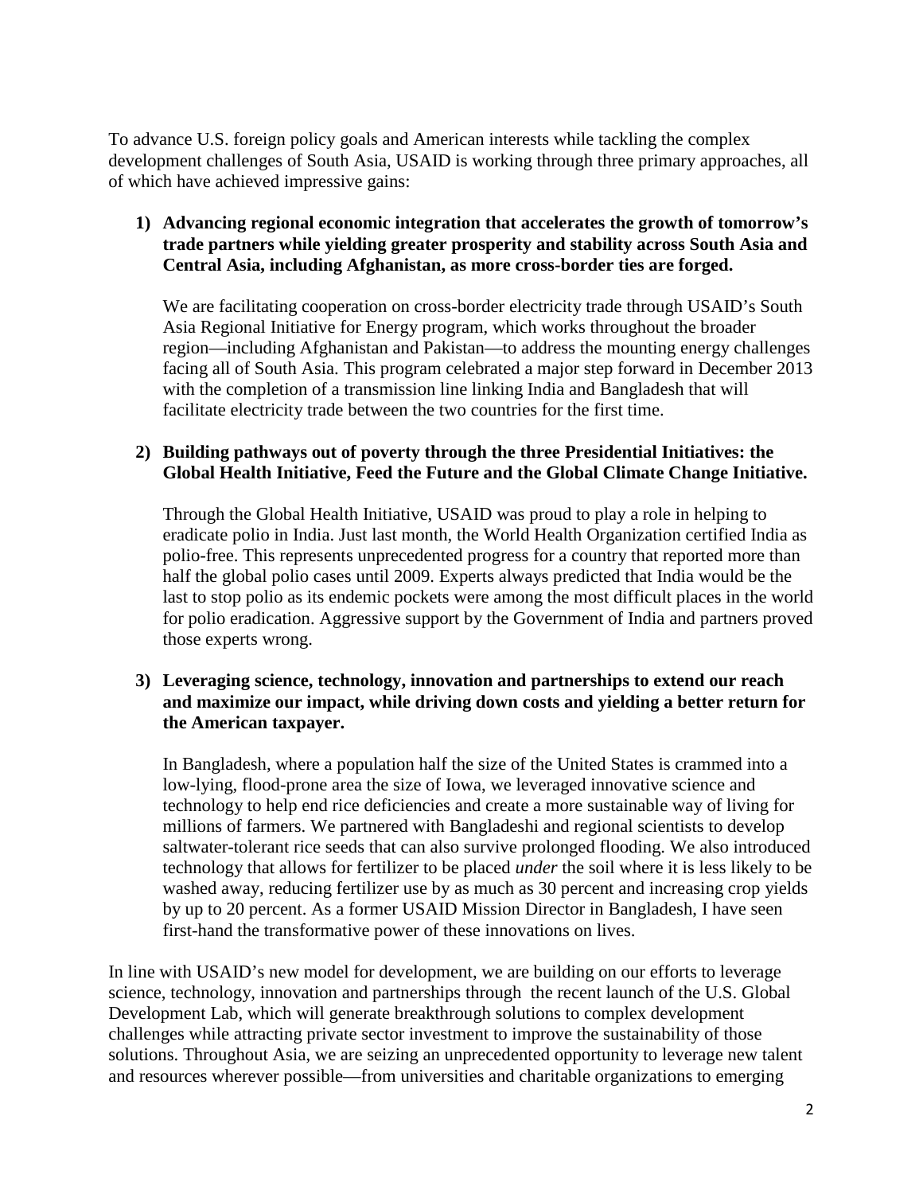To advance U.S. foreign policy goals and American interests while tackling the complex development challenges of South Asia, USAID is working through three primary approaches, all of which have achieved impressive gains:

1) **Advancing regional economic integration that accelerates the growth of tomorrow's trade partners while yielding greater prosperity and stability across South Asia and Central Asia, including Afghanistan, as more cross-border ties are forged.**

   We are facilitating cooperation on cross-border electricity trade through USAID's South Asia Regional Initiative for Energy program, which works throughout the broader region—including Afghanistan and Pakistan—to address the mounting energy challenges facing all of South Asia. This program celebrated a major step forward in December 2013 with the completion of a transmission line linking India and Bangladesh that will facilitate electricity trade between the two countries for the first time.

2) **Building pathways out of poverty through the three Presidential Initiatives: the Global Health Initiative, Feed the Future and the Global Climate Change Initiative.**

   Through the Global Health Initiative, USAID was proud to play a role in helping to eradicate polio in India. Just last month, the World Health Organization certified India as polio-free. This represents unprecedented progress for a country that reported more than half the global polio cases until 2009. Experts always predicted that India would be the last to stop polio as its endemic pockets were among the most difficult places in the world for polio eradication. Aggressive support by the Government of India and partners proved those experts wrong.

3) **Leveraging science, technology, innovation and partnerships to extend our reach and maximize our impact, while driving down costs and yielding a better return for the American taxpayer.**

   In Bangladesh, where a population half the size of the United States is crammed into a low-lying, flood-prone area the size of Iowa, we leveraged innovative science and technology to help end rice deficiencies and create a more sustainable way of living for millions of farmers. We partnered with Bangladeshi and regional scientists to develop saltwater-tolerant rice seeds that can also survive prolonged flooding. We also introduced technology that allows for fertilizer to be placed *under* the soil where it is less likely to be washed away, reducing fertilizer use by as much as 30 percent and increasing crop yields by up to 20 percent. As a former USAID Mission Director in Bangladesh, I have seen first-hand the transformative power of these innovations on lives.

In line with USAID's new model for development, we are building on our efforts to leverage science, technology, innovation and partnerships through the recent launch of the U.S. Global Development Lab, which will generate breakthrough solutions to complex development challenges while attracting private sector investment to improve the sustainability of those solutions. Throughout Asia, we are seizing an unprecedented opportunity to leverage new talent and resources wherever possible—from universities and charitable organizations to emerging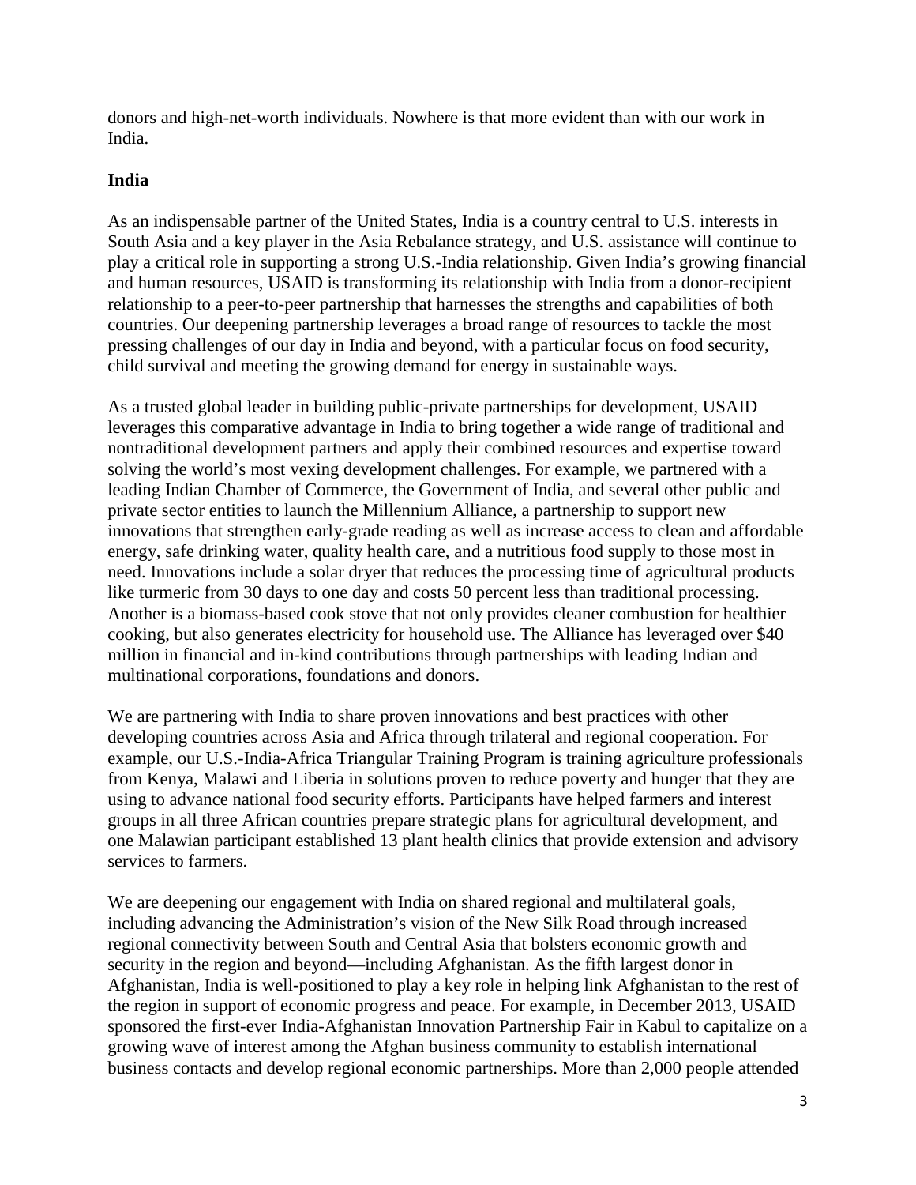donors and high-net-worth individuals. Nowhere is that more evident than with our work in India.

**India**

As an indispensable partner of the United States, India is a country central to U.S. interests in South Asia and a key player in the Asia Rebalance strategy, and U.S. assistance will continue to play a critical role in supporting a strong U.S.-India relationship. Given India's growing financial and human resources, USAID is transforming its relationship with India from a donor-recipient relationship to a peer-to-peer partnership that harnesses the strengths and capabilities of both countries. Our deepening partnership leverages a broad range of resources to tackle the most pressing challenges of our day in India and beyond, with a particular focus on food security, child survival and meeting the growing demand for energy in sustainable ways.

As a trusted global leader in building public-private partnerships for development, USAID leverages this comparative advantage in India to bring together a wide range of traditional and nontraditional development partners and apply their combined resources and expertise toward solving the world's most vexing development challenges. For example, we partnered with a leading Indian Chamber of Commerce, the Government of India, and several other public and private sector entities to launch the Millennium Alliance, a partnership to support new innovations that strengthen early-grade reading as well as increase access to clean and affordable energy, safe drinking water, quality health care, and a nutritious food supply to those most in need. Innovations include a solar dryer that reduces the processing time of agricultural products like turmeric from 30 days to one day and costs 50 percent less than traditional processing. Another is a biomass-based cook stove that not only provides cleaner combustion for healthier cooking, but also generates electricity for household use. The Alliance has leveraged over $40 million in financial and in-kind contributions through partnerships with leading Indian and multinational corporations, foundations and donors.

We are partnering with India to share proven innovations and best practices with other developing countries across Asia and Africa through trilateral and regional cooperation. For example, our U.S.-India-Africa Triangular Training Program is training agriculture professionals from Kenya, Malawi and Liberia in solutions proven to reduce poverty and hunger that they are using to advance national food security efforts. Participants have helped farmers and interest groups in all three African countries prepare strategic plans for agricultural development, and one Malawian participant established 13 plant health clinics that provide extension and advisory services to farmers.

We are deepening our engagement with India on shared regional and multilateral goals, including advancing the Administration's vision of the New Silk Road through increased regional connectivity between South and Central Asia that bolsters economic growth and security in the region and beyond—including Afghanistan. As the fifth largest donor in Afghanistan, India is well-positioned to play a key role in helping link Afghanistan to the rest of the region in support of economic progress and peace. For example, in December 2013, USAID sponsored the first-ever India-Afghanistan Innovation Partnership Fair in Kabul to capitalize on a growing wave of interest among the Afghan business community to establish international business contacts and develop regional economic partnerships. More than 2,000 people attended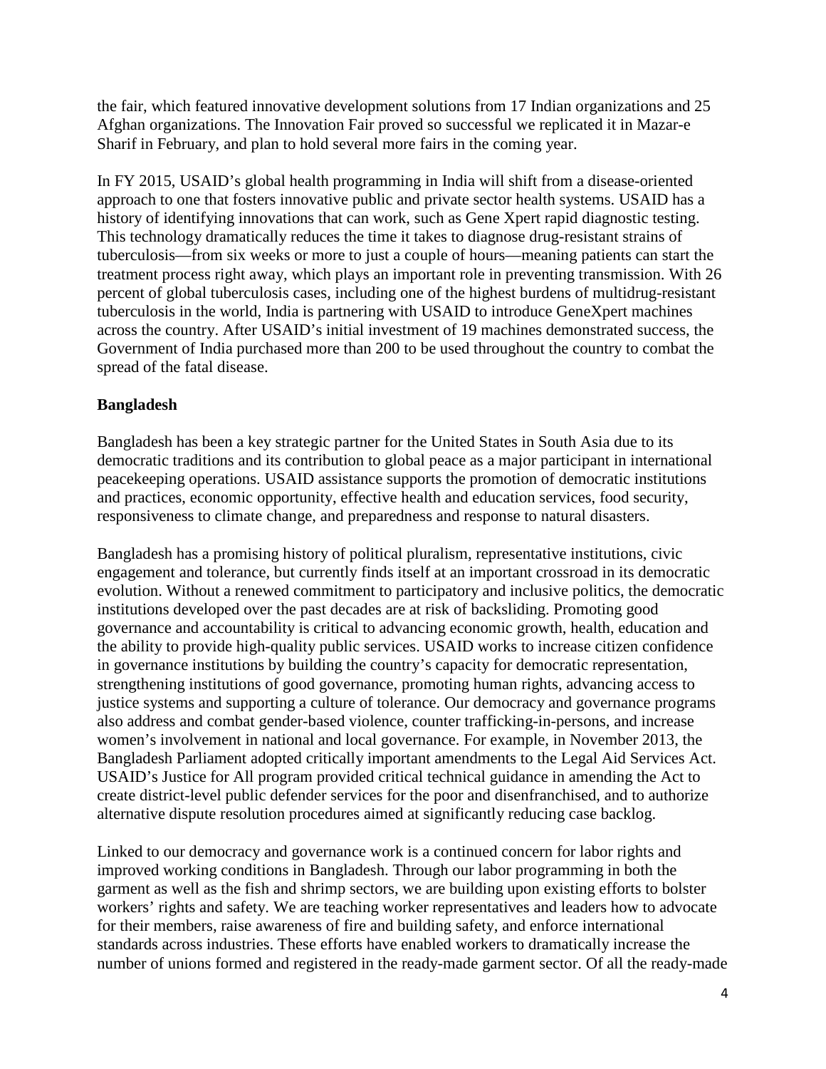the fair, which featured innovative development solutions from 17 Indian organizations and 25 Afghan organizations. The Innovation Fair proved so successful we replicated it in Mazar-e Sharif in February, and plan to hold several more fairs in the coming year.

In FY 2015, USAID's global health programming in India will shift from a disease-oriented approach to one that fosters innovative public and private sector health systems. USAID has a history of identifying innovations that can work, such as Gene Xpert rapid diagnostic testing. This technology dramatically reduces the time it takes to diagnose drug-resistant strains of tuberculosis—from six weeks or more to just a couple of hours—meaning patients can start the treatment process right away, which plays an important role in preventing transmission. With 26 percent of global tuberculosis cases, including one of the highest burdens of multidrug-resistant tuberculosis in the world, India is partnering with USAID to introduce GeneXpert machines across the country. After USAID's initial investment of 19 machines demonstrated success, the Government of India purchased more than 200 to be used throughout the country to combat the spread of the fatal disease.

**Bangladesh**

Bangladesh has been a key strategic partner for the United States in South Asia due to its democratic traditions and its contribution to global peace as a major participant in international peacekeeping operations. USAID assistance supports the promotion of democratic institutions and practices, economic opportunity, effective health and education services, food security, responsiveness to climate change, and preparedness and response to natural disasters.

Bangladesh has a promising history of political pluralism, representative institutions, civic engagement and tolerance, but currently finds itself at an important crossroad in its democratic evolution. Without a renewed commitment to participatory and inclusive politics, the democratic institutions developed over the past decades are at risk of backsliding. Promoting good governance and accountability is critical to advancing economic growth, health, education and the ability to provide high-quality public services. USAID works to increase citizen confidence in governance institutions by building the country's capacity for democratic representation, strengthening institutions of good governance, promoting human rights, advancing access to justice systems and supporting a culture of tolerance. Our democracy and governance programs also address and combat gender-based violence, counter trafficking-in-persons, and increase women's involvement in national and local governance. For example, in November 2013, the Bangladesh Parliament adopted critically important amendments to the Legal Aid Services Act. USAID's Justice for All program provided critical technical guidance in amending the Act to create district-level public defender services for the poor and disenfranchised, and to authorize alternative dispute resolution procedures aimed at significantly reducing case backlog.

Linked to our democracy and governance work is a continued concern for labor rights and improved working conditions in Bangladesh. Through our labor programming in both the garment as well as the fish and shrimp sectors, we are building upon existing efforts to bolster workers' rights and safety. We are teaching worker representatives and leaders how to advocate for their members, raise awareness of fire and building safety, and enforce international standards across industries. These efforts have enabled workers to dramatically increase the number of unions formed and registered in the ready-made garment sector. Of all the ready-made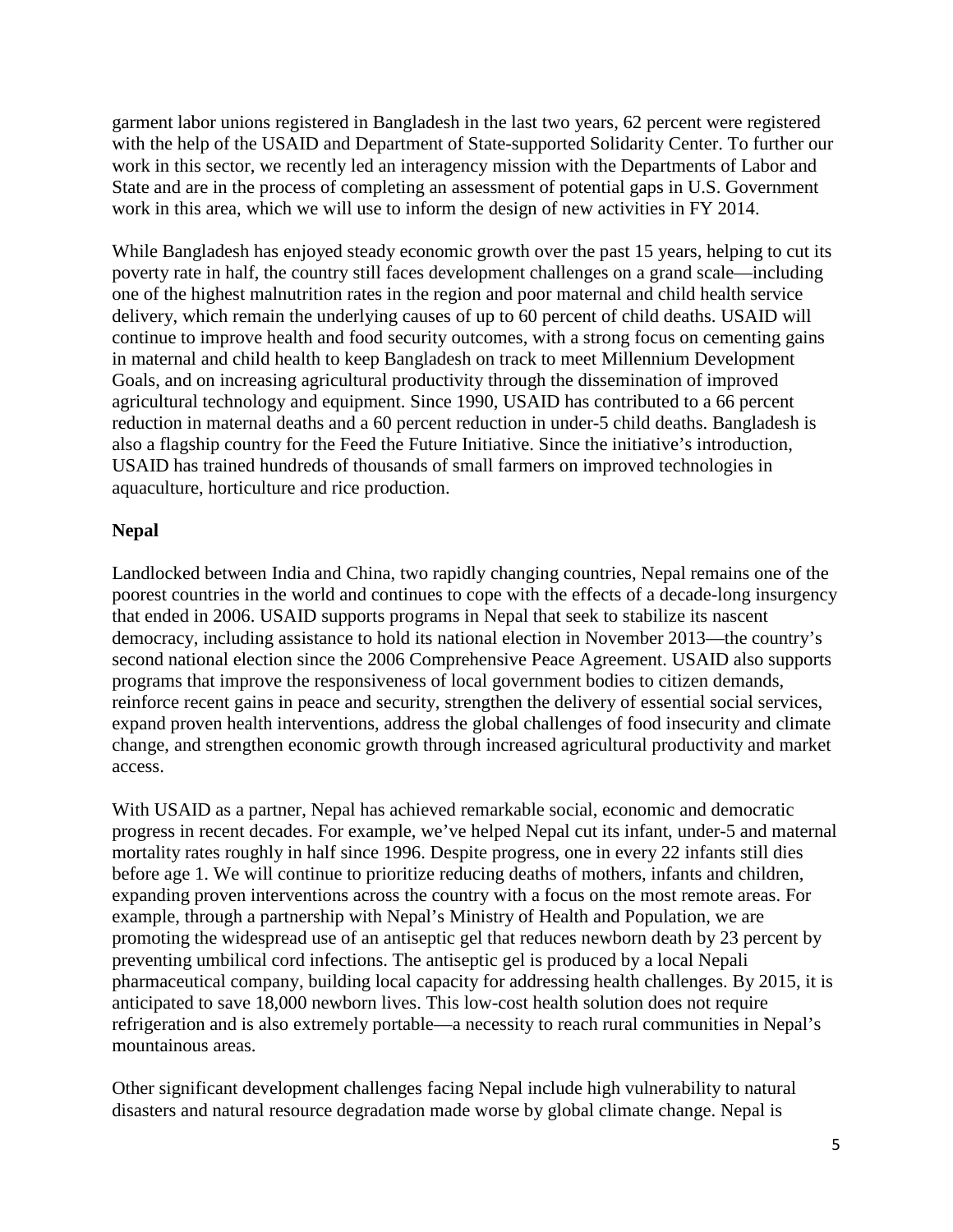garment labor unions registered in Bangladesh in the last two years, 62 percent were registered with the help of the USAID and Department of State-supported Solidarity Center. To further our work in this sector, we recently led an interagency mission with the Departments of Labor and State and are in the process of completing an assessment of potential gaps in U.S. Government work in this area, which we will use to inform the design of new activities in FY 2014.

While Bangladesh has enjoyed steady economic growth over the past 15 years, helping to cut its poverty rate in half, the country still faces development challenges on a grand scale—including one of the highest malnutrition rates in the region and poor maternal and child health service delivery, which remain the underlying causes of up to 60 percent of child deaths. USAID will continue to improve health and food security outcomes, with a strong focus on cementing gains in maternal and child health to keep Bangladesh on track to meet Millennium Development Goals, and on increasing agricultural productivity through the dissemination of improved agricultural technology and equipment. Since 1990, USAID has contributed to a 66 percent reduction in maternal deaths and a 60 percent reduction in under-5 child deaths. Bangladesh is also a flagship country for the Feed the Future Initiative. Since the initiative's introduction, USAID has trained hundreds of thousands of small farmers on improved technologies in aquaculture, horticulture and rice production.

**Nepal**

Landlocked between India and China, two rapidly changing countries, Nepal remains one of the poorest countries in the world and continues to cope with the effects of a decade-long insurgency that ended in 2006. USAID supports programs in Nepal that seek to stabilize its nascent democracy, including assistance to hold its national election in November 2013—the country's second national election since the 2006 Comprehensive Peace Agreement. USAID also supports programs that improve the responsiveness of local government bodies to citizen demands, reinforce recent gains in peace and security, strengthen the delivery of essential social services, expand proven health interventions, address the global challenges of food insecurity and climate change, and strengthen economic growth through increased agricultural productivity and market access.

With USAID as a partner, Nepal has achieved remarkable social, economic and democratic progress in recent decades. For example, we've helped Nepal cut its infant, under-5 and maternal mortality rates roughly in half since 1996. Despite progress, one in every 22 infants still dies before age 1. We will continue to prioritize reducing deaths of mothers, infants and children, expanding proven interventions across the country with a focus on the most remote areas. For example, through a partnership with Nepal's Ministry of Health and Population, we are promoting the widespread use of an antiseptic gel that reduces newborn death by 23 percent by preventing umbilical cord infections. The antiseptic gel is produced by a local Nepali pharmaceutical company, building local capacity for addressing health challenges. By 2015, it is anticipated to save 18,000 newborn lives. This low-cost health solution does not require refrigeration and is also extremely portable—a necessity to reach rural communities in Nepal's mountainous areas.

Other significant development challenges facing Nepal include high vulnerability to natural disasters and natural resource degradation made worse by global climate change. Nepal is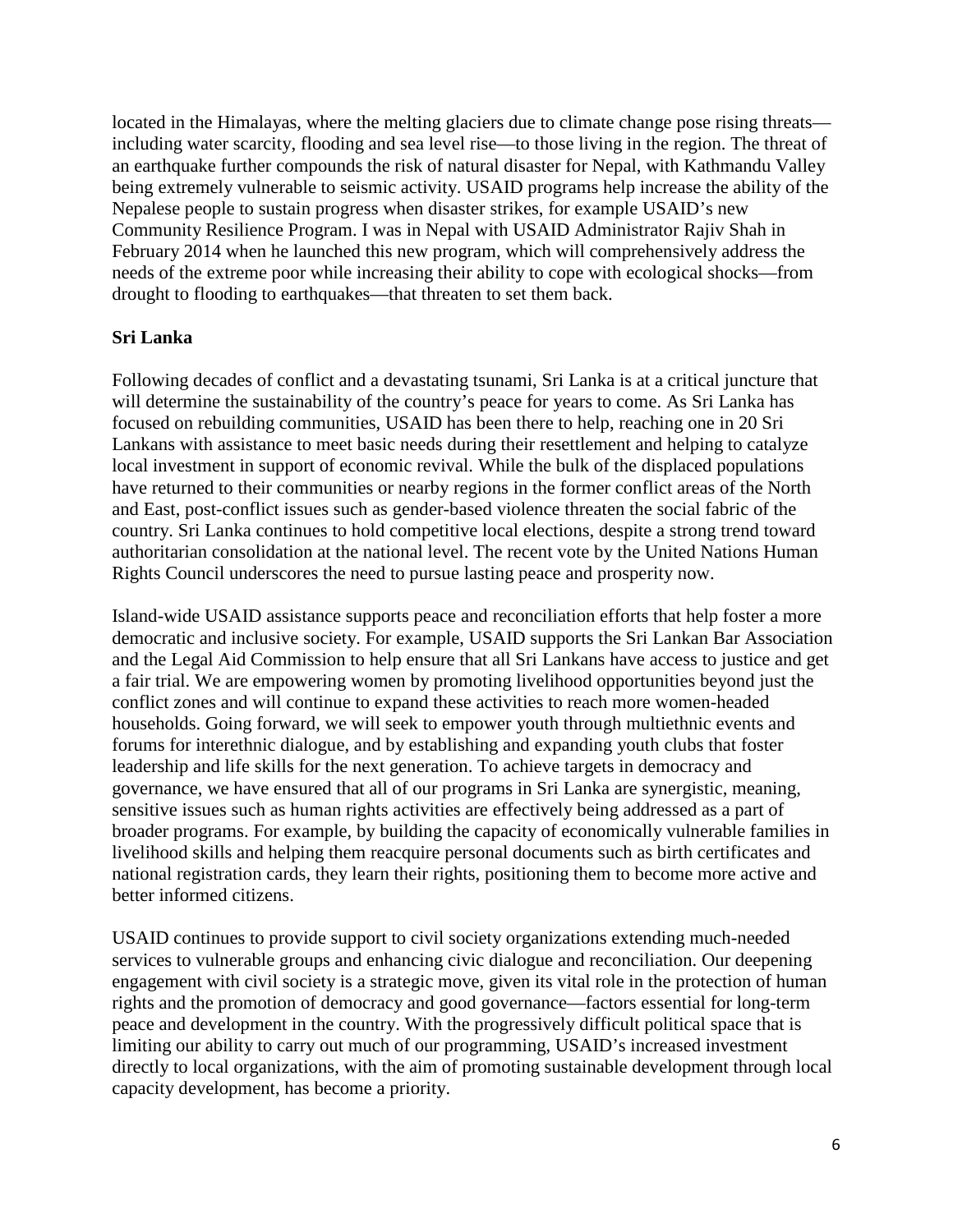located in the Himalayas, where the melting glaciers due to climate change pose rising threats—including water scarcity, flooding and sea level rise—to those living in the region. The threat of an earthquake further compounds the risk of natural disaster for Nepal, with Kathmandu Valley being extremely vulnerable to seismic activity. USAID programs help increase the ability of the Nepalese people to sustain progress when disaster strikes, for example USAID's new Community Resilience Program. I was in Nepal with USAID Administrator Rajiv Shah in February 2014 when he launched this new program, which will comprehensively address the needs of the extreme poor while increasing their ability to cope with ecological shocks—from drought to flooding to earthquakes—that threaten to set them back.

**Sri Lanka**

Following decades of conflict and a devastating tsunami, Sri Lanka is at a critical juncture that will determine the sustainability of the country's peace for years to come. As Sri Lanka has focused on rebuilding communities, USAID has been there to help, reaching one in 20 Sri Lankans with assistance to meet basic needs during their resettlement and helping to catalyze local investment in support of economic revival. While the bulk of the displaced populations have returned to their communities or nearby regions in the former conflict areas of the North and East, post-conflict issues such as gender-based violence threaten the social fabric of the country. Sri Lanka continues to hold competitive local elections, despite a strong trend toward authoritarian consolidation at the national level. The recent vote by the United Nations Human Rights Council underscores the need to pursue lasting peace and prosperity now.

Island-wide USAID assistance supports peace and reconciliation efforts that help foster a more democratic and inclusive society. For example, USAID supports the Sri Lankan Bar Association and the Legal Aid Commission to help ensure that all Sri Lankans have access to justice and get a fair trial. We are empowering women by promoting livelihood opportunities beyond just the conflict zones and will continue to expand these activities to reach more women-headed households. Going forward, we will seek to empower youth through multiethnic events and forums for interethnic dialogue, and by establishing and expanding youth clubs that foster leadership and life skills for the next generation. To achieve targets in democracy and governance, we have ensured that all of our programs in Sri Lanka are synergistic, meaning, sensitive issues such as human rights activities are effectively being addressed as a part of broader programs. For example, by building the capacity of economically vulnerable families in livelihood skills and helping them reacquire personal documents such as birth certificates and national registration cards, they learn their rights, positioning them to become more active and better informed citizens.

USAID continues to provide support to civil society organizations extending much-needed services to vulnerable groups and enhancing civic dialogue and reconciliation. Our deepening engagement with civil society is a strategic move, given its vital role in the protection of human rights and the promotion of democracy and good governance—factors essential for long-term peace and development in the country. With the progressively difficult political space that is limiting our ability to carry out much of our programming, USAID's increased investment directly to local organizations, with the aim of promoting sustainable development through local capacity development, has become a priority.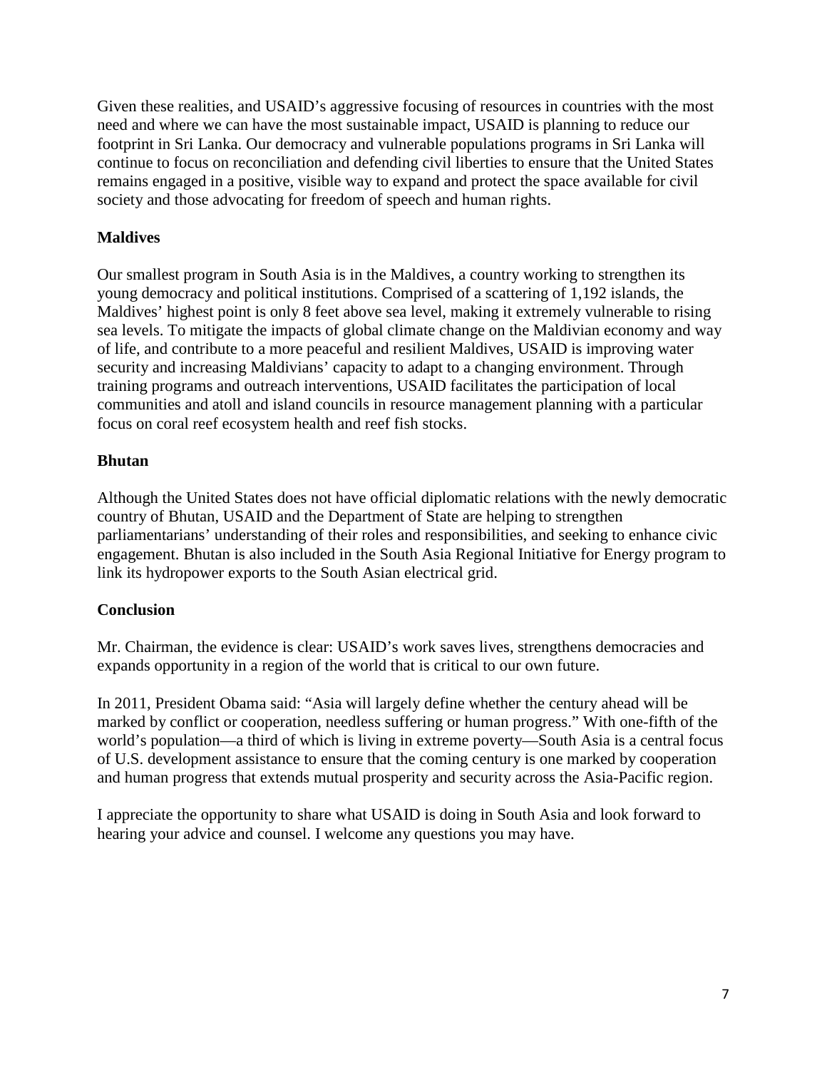Given these realities, and USAID's aggressive focusing of resources in countries with the most need and where we can have the most sustainable impact, USAID is planning to reduce our footprint in Sri Lanka. Our democracy and vulnerable populations programs in Sri Lanka will continue to focus on reconciliation and defending civil liberties to ensure that the United States remains engaged in a positive, visible way to expand and protect the space available for civil society and those advocating for freedom of speech and human rights.

**Maldives**

Our smallest program in South Asia is in the Maldives, a country working to strengthen its young democracy and political institutions. Comprised of a scattering of 1,192 islands, the Maldives' highest point is only 8 feet above sea level, making it extremely vulnerable to rising sea levels. To mitigate the impacts of global climate change on the Maldivian economy and way of life, and contribute to a more peaceful and resilient Maldives, USAID is improving water security and increasing Maldivians' capacity to adapt to a changing environment. Through training programs and outreach interventions, USAID facilitates the participation of local communities and atoll and island councils in resource management planning with a particular focus on coral reef ecosystem health and reef fish stocks.

**Bhutan**

Although the United States does not have official diplomatic relations with the newly democratic country of Bhutan, USAID and the Department of State are helping to strengthen parliamentarians' understanding of their roles and responsibilities, and seeking to enhance civic engagement. Bhutan is also included in the South Asia Regional Initiative for Energy program to link its hydropower exports to the South Asian electrical grid.

**Conclusion**

Mr. Chairman, the evidence is clear: USAID's work saves lives, strengthens democracies and expands opportunity in a region of the world that is critical to our own future.

In 2011, President Obama said: "Asia will largely define whether the century ahead will be marked by conflict or cooperation, needless suffering or human progress." With one-fifth of the world's population—a third of which is living in extreme poverty—South Asia is a central focus of U.S. development assistance to ensure that the coming century is one marked by cooperation and human progress that extends mutual prosperity and security across the Asia-Pacific region.

I appreciate the opportunity to share what USAID is doing in South Asia and look forward to hearing your advice and counsel. I welcome any questions you may have.